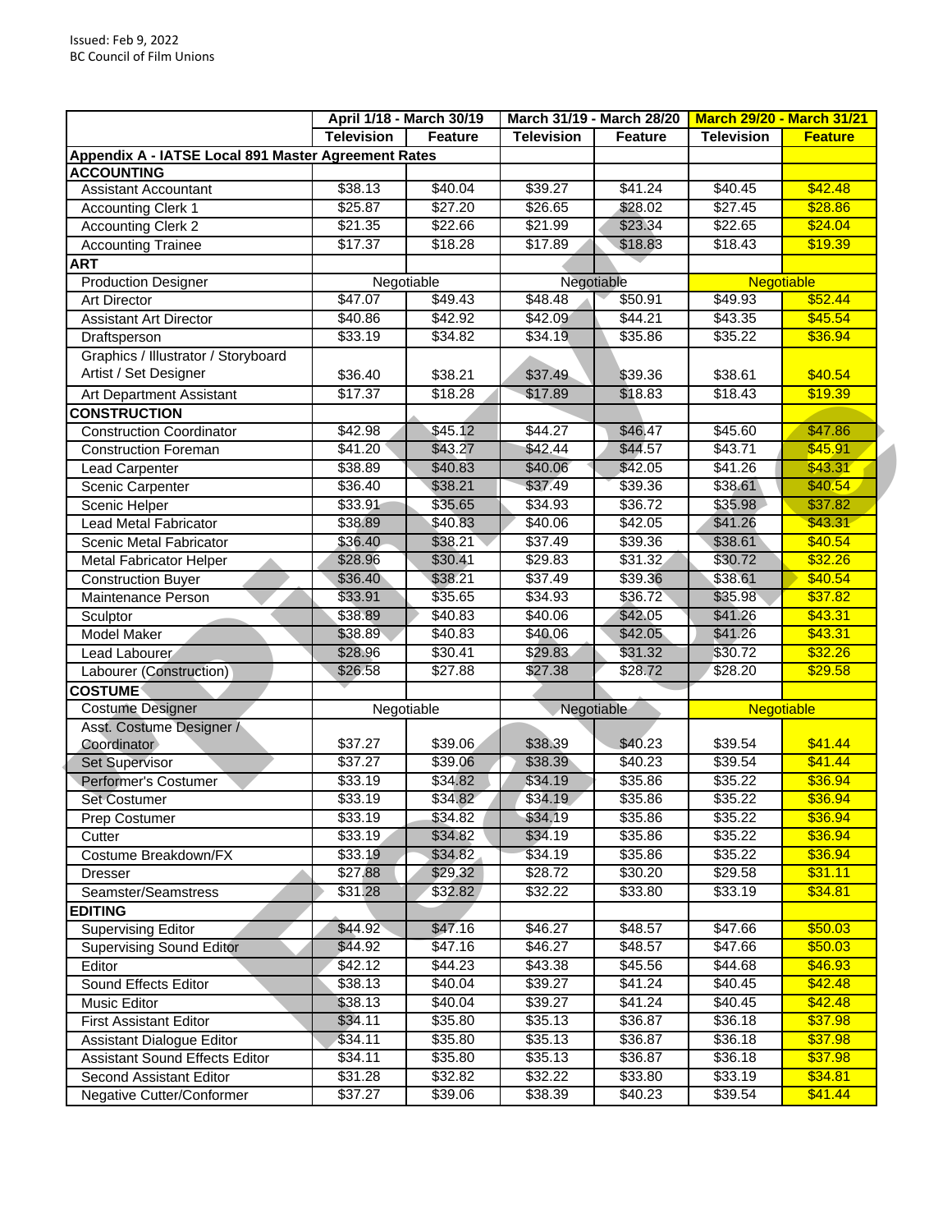Issued: Feb 9, 2022
BC Council of Film Unions

| | April 1/18 - March 30/19 | | March 31/19 - March 28/20 | | March 29/20 - March 31/21 | |
|---|---|---|---|---|---|---|
| | Television | Feature | Television | Feature | Television | Feature |
| **Appendix A - IATSE Local 891 Master Agreement Rates** | | | | | | |
| **ACCOUNTING** | | | | | | |
| Assistant Accountant | $38.13 | $40.04 | $39.27 | $41.24 | $40.45 | $42.48 |
| Accounting Clerk 1 | $25.87 | $27.20 | $26.65 | $28.02 | $27.45 | $28.86 |
| Accounting Clerk 2 | $21.35 | $22.66 | $21.99 | $23.34 | $22.65 | $24.04 |
| Accounting Trainee | $17.37 | $18.28 | $17.89 | $18.83 | $18.43 | $19.39 |
| **ART** | | | | | | |
| Production Designer | Negotiable | | Negotiable | | Negotiable | |
| Art Director | $47.07 | $49.43 | $48.48 | $50.91 | $49.93 | $52.44 |
| Assistant Art Director | $40.86 | $42.92 | $42.09 | $44.21 | $43.35 | $45.54 |
| Draftsperson | $33.19 | $34.82 | $34.19 | $35.86 | $35.22 | $36.94 |
| Graphics / Illustrator / Storyboard Artist / Set Designer | $36.40 | $38.21 | $37.49 | $39.36 | $38.61 | $40.54 |
| Art Department Assistant | $17.37 | $18.28 | $17.89 | $18.83 | $18.43 | $19.39 |
| **CONSTRUCTION** | | | | | | |
| Construction Coordinator | $42.98 | $45.12 | $44.27 | $46.47 | $45.60 | $47.86 |
| Construction Foreman | $41.20 | $43.27 | $42.44 | $44.57 | $43.71 | $45.91 |
| Lead Carpenter | $38.89 | $40.83 | $40.06 | $42.05 | $41.26 | $43.31 |
| Scenic Carpenter | $36.40 | $38.21 | $37.49 | $39.36 | $38.61 | $40.54 |
| Scenic Helper | $33.91 | $35.65 | $34.93 | $36.72 | $35.98 | $37.82 |
| Lead Metal Fabricator | $38.89 | $40.83 | $40.06 | $42.05 | $41.26 | $43.31 |
| Scenic Metal Fabricator | $36.40 | $38.21 | $37.49 | $39.36 | $38.61 | $40.54 |
| Metal Fabricator Helper | $28.96 | $30.41 | $29.83 | $31.32 | $30.72 | $32.26 |
| Construction Buyer | $36.40 | $38.21 | $37.49 | $39.36 | $38.61 | $40.54 |
| Maintenance Person | $33.91 | $35.65 | $34.93 | $36.72 | $35.98 | $37.82 |
| Sculptor | $38.89 | $40.83 | $40.06 | $42.05 | $41.26 | $43.31 |
| Model Maker | $38.89 | $40.83 | $40.06 | $42.05 | $41.26 | $43.31 |
| Lead Labourer | $28.96 | $30.41 | $29.83 | $31.32 | $30.72 | $32.26 |
| Labourer (Construction) | $26.58 | $27.88 | $27.38 | $28.72 | $28.20 | $29.58 |
| **COSTUME** | | | | | | |
| Costume Designer | Negotiable | | Negotiable | | Negotiable | |
| Asst. Costume Designer / Coordinator | $37.27 | $39.06 | $38.39 | $40.23 | $39.54 | $41.44 |
| Set Supervisor | $37.27 | $39.06 | $38.39 | $40.23 | $39.54 | $41.44 |
| Performer's Costumer | $33.19 | $34.82 | $34.19 | $35.86 | $35.22 | $36.94 |
| Set Costumer | $33.19 | $34.82 | $34.19 | $35.86 | $35.22 | $36.94 |
| Prep Costumer | $33.19 | $34.82 | $34.19 | $35.86 | $35.22 | $36.94 |
| Cutter | $33.19 | $34.82 | $34.19 | $35.86 | $35.22 | $36.94 |
| Costume Breakdown/FX | $33.19 | $34.82 | $34.19 | $35.86 | $35.22 | $36.94 |
| Dresser | $27.88 | $29.32 | $28.72 | $30.20 | $29.58 | $31.11 |
| Seamster/Seamstress | $31.28 | $32.82 | $32.22 | $33.80 | $33.19 | $34.81 |
| **EDITING** | | | | | | |
| Supervising Editor | $44.92 | $47.16 | $46.27 | $48.57 | $47.66 | $50.03 |
| Supervising Sound Editor | $44.92 | $47.16 | $46.27 | $48.57 | $47.66 | $50.03 |
| Editor | $42.12 | $44.23 | $43.38 | $45.56 | $44.68 | $46.93 |
| Sound Effects Editor | $38.13 | $40.04 | $39.27 | $41.24 | $40.45 | $42.48 |
| Music Editor | $38.13 | $40.04 | $39.27 | $41.24 | $40.45 | $42.48 |
| First Assistant Editor | $34.11 | $35.80 | $35.13 | $36.87 | $36.18 | $37.98 |
| Assistant Dialogue Editor | $34.11 | $35.80 | $35.13 | $36.87 | $36.18 | $37.98 |
| Assistant Sound Effects Editor | $34.11 | $35.80 | $35.13 | $36.87 | $36.18 | $37.98 |
| Second Assistant Editor | $31.28 | $32.82 | $32.22 | $33.80 | $33.19 | $34.81 |
| Negative Cutter/Conformer | $37.27 | $39.06 | $38.39 | $40.23 | $39.54 | $41.44 |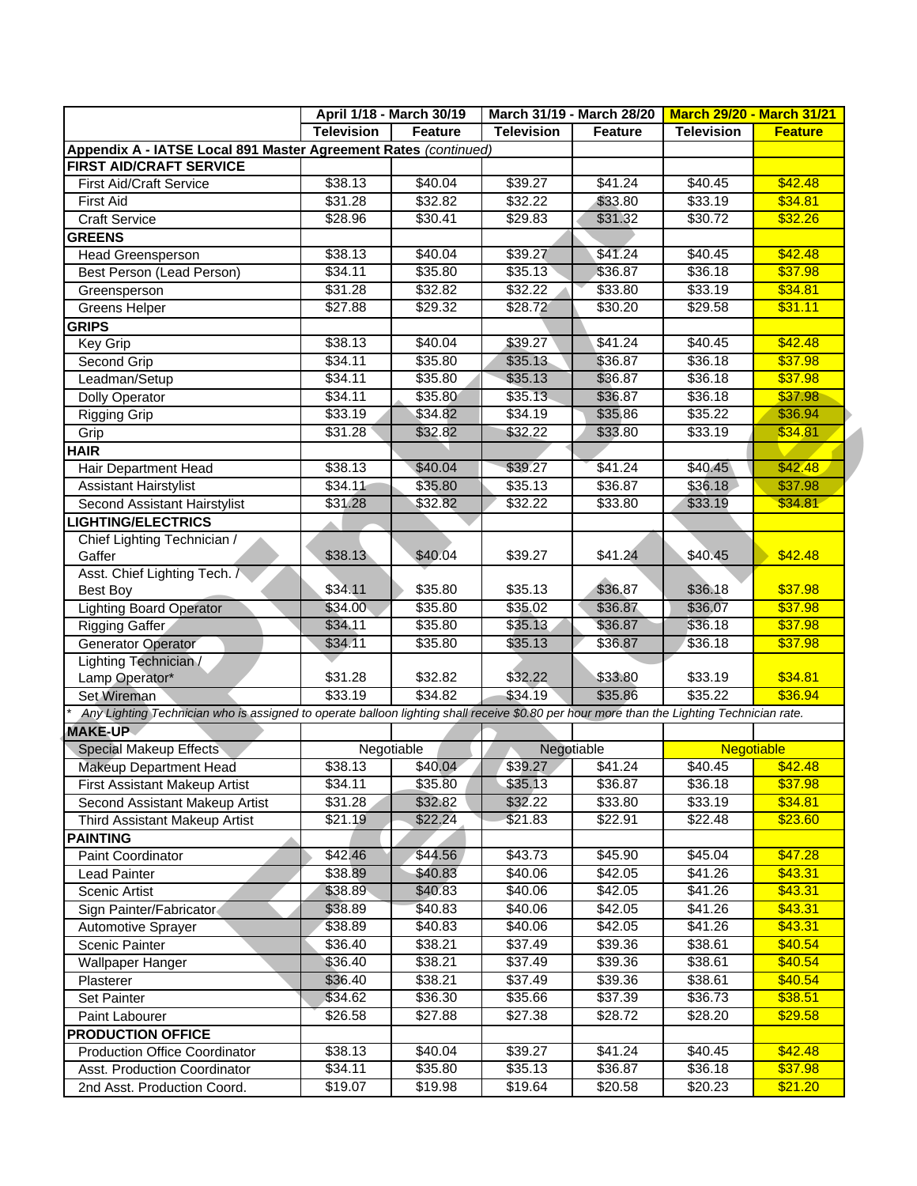| | April 1/18 - March 30/19 | | March 31/19 - March 28/20 | | March 29/20 - March 31/21 | |
|---|---|---|---|---|---|---|
| | Television | Feature | Television | Feature | Television | Feature |
| **Appendix A - IATSE Local 891 Master Agreement Rates** *(continued)* | | | | | | |
| **FIRST AID/CRAFT SERVICE** | | | | | | |
| First Aid/Craft Service | $38.13 | $40.04 | $39.27 | $41.24 | $40.45 | $42.48 |
| First Aid | $31.28 | $32.82 | $32.22 | $33.80 | $33.19 | $34.81 |
| Craft Service | $28.96 | $30.41 | $29.83 | $31.32 | $30.72 | $32.26 |
| **GREENS** | | | | | | |
| Head Greensperson | $38.13 | $40.04 | $39.27 | $41.24 | $40.45 | $42.48 |
| Best Person (Lead Person) | $34.11 | $35.80 | $35.13 | $36.87 | $36.18 | $37.98 |
| Greensperson | $31.28 | $32.82 | $32.22 | $33.80 | $33.19 | $34.81 |
| Greens Helper | $27.88 | $29.32 | $28.72 | $30.20 | $29.58 | $31.11 |
| **GRIPS** | | | | | | |
| Key Grip | $38.13 | $40.04 | $39.27 | $41.24 | $40.45 | $42.48 |
| Second Grip | $34.11 | $35.80 | $35.13 | $36.87 | $36.18 | $37.98 |
| Leadman/Setup | $34.11 | $35.80 | $35.13 | $36.87 | $36.18 | $37.98 |
| Dolly Operator | $34.11 | $35.80 | $35.13 | $36.87 | $36.18 | $37.98 |
| Rigging Grip | $33.19 | $34.82 | $34.19 | $35.86 | $35.22 | $36.94 |
| Grip | $31.28 | $32.82 | $32.22 | $33.80 | $33.19 | $34.81 |
| **HAIR** | | | | | | |
| Hair Department Head | $38.13 | $40.04 | $39.27 | $41.24 | $40.45 | $42.48 |
| Assistant Hairstylist | $34.11 | $35.80 | $35.13 | $36.87 | $36.18 | $37.98 |
| Second Assistant Hairstylist | $31.28 | $32.82 | $32.22 | $33.80 | $33.19 | $34.81 |
| **LIGHTING/ELECTRICS** | | | | | | |
| Chief Lighting Technician / Gaffer | $38.13 | $40.04 | $39.27 | $41.24 | $40.45 | $42.48 |
| Asst. Chief Lighting Tech. / Best Boy | $34.11 | $35.80 | $35.13 | $36.87 | $36.18 | $37.98 |
| Lighting Board Operator | $34.00 | $35.80 | $35.02 | $36.87 | $36.07 | $37.98 |
| Rigging Gaffer | $34.11 | $35.80 | $35.13 | $36.87 | $36.18 | $37.98 |
| Generator Operator | $34.11 | $35.80 | $35.13 | $36.87 | $36.18 | $37.98 |
| Lighting Technician / Lamp Operator* | $31.28 | $32.82 | $32.22 | $33.80 | $33.19 | $34.81 |
| Set Wireman | $33.19 | $34.82 | $34.19 | $35.86 | $35.22 | $36.94 |
| * *Any Lighting Technician who is assigned to operate balloon lighting shall receive $0.80 per hour more than the Lighting Technician rate.* | | | | | | |
| **MAKE-UP** | | | | | | |
| Special Makeup Effects | Negotiable | | Negotiable | | Negotiable | |
| Makeup Department Head | $38.13 | $40.04 | $39.27 | $41.24 | $40.45 | $42.48 |
| First Assistant Makeup Artist | $34.11 | $35.80 | $35.13 | $36.87 | $36.18 | $37.98 |
| Second Assistant Makeup Artist | $31.28 | $32.82 | $32.22 | $33.80 | $33.19 | $34.81 |
| Third Assistant Makeup Artist | $21.19 | $22.24 | $21.83 | $22.91 | $22.48 | $23.60 |
| **PAINTING** | | | | | | |
| Paint Coordinator | $42.46 | $44.56 | $43.73 | $45.90 | $45.04 | $47.28 |
| Lead Painter | $38.89 | $40.83 | $40.06 | $42.05 | $41.26 | $43.31 |
| Scenic Artist | $38.89 | $40.83 | $40.06 | $42.05 | $41.26 | $43.31 |
| Sign Painter/Fabricator | $38.89 | $40.83 | $40.06 | $42.05 | $41.26 | $43.31 |
| Automotive Sprayer | $38.89 | $40.83 | $40.06 | $42.05 | $41.26 | $43.31 |
| Scenic Painter | $36.40 | $38.21 | $37.49 | $39.36 | $38.61 | $40.54 |
| Wallpaper Hanger | $36.40 | $38.21 | $37.49 | $39.36 | $38.61 | $40.54 |
| Plasterer | $36.40 | $38.21 | $37.49 | $39.36 | $38.61 | $40.54 |
| Set Painter | $34.62 | $36.30 | $35.66 | $37.39 | $36.73 | $38.51 |
| Paint Labourer | $26.58 | $27.88 | $27.38 | $28.72 | $28.20 | $29.58 |
| **PRODUCTION OFFICE** | | | | | | |
| Production Office Coordinator | $38.13 | $40.04 | $39.27 | $41.24 | $40.45 | $42.48 |
| Asst. Production Coordinator | $34.11 | $35.80 | $35.13 | $36.87 | $36.18 | $37.98 |
| 2nd Asst. Production Coord. | $19.07 | $19.98 | $19.64 | $20.58 | $20.23 | $21.20 |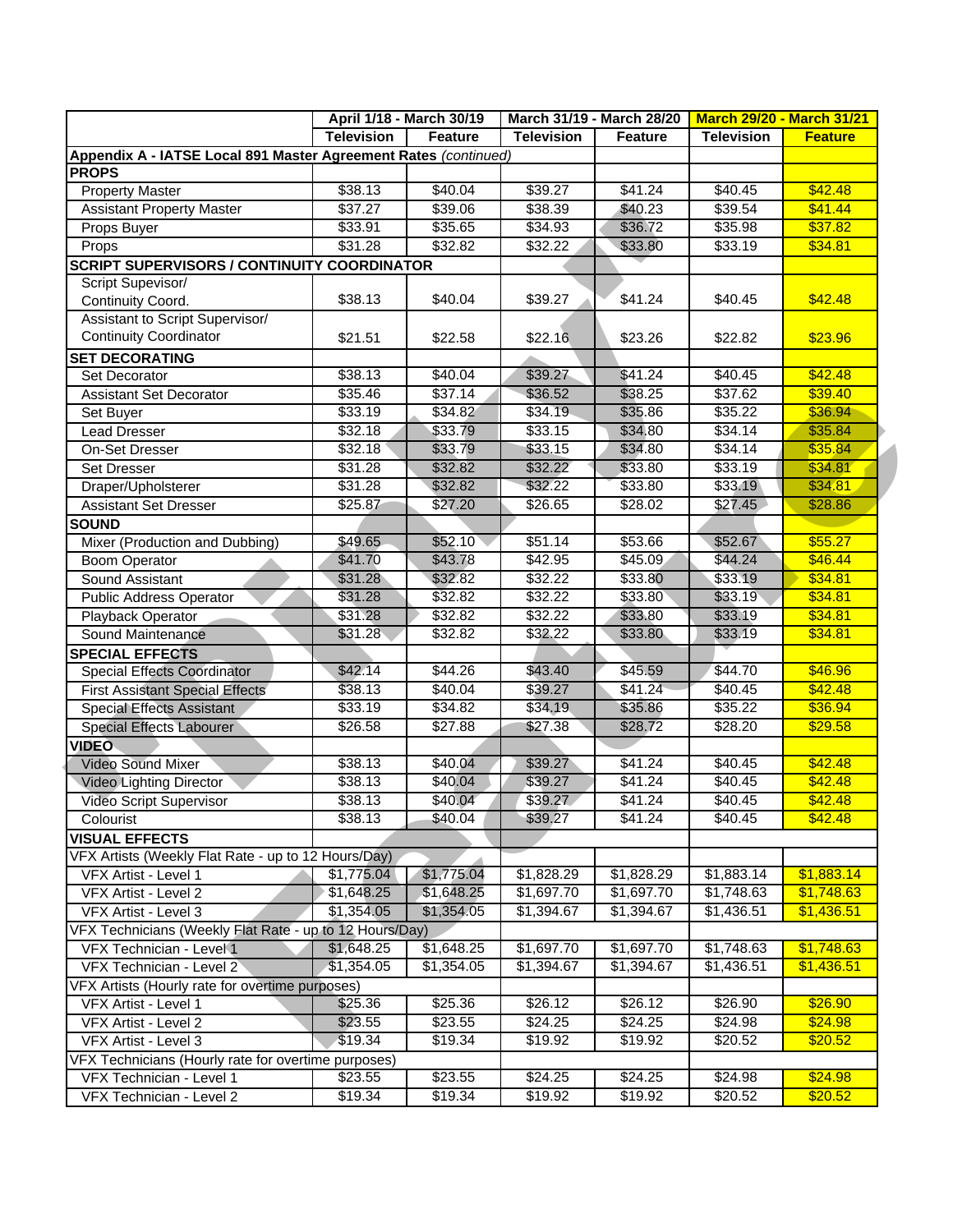| | April 1/18 - March 30/19 | | March 31/19 - March 28/20 | | March 29/20 - March 31/21 | |
|---|---|---|---|---|---|---|
| | **Television** | **Feature** | **Television** | **Feature** | **Television** | **Feature** |
| **Appendix A - IATSE Local 891 Master Agreement Rates** *(continued)* | | | | | | |
| **PROPS** | | | | | | |
| Property Master | $38.13 | $40.04 | $39.27 | $41.24 | $40.45 | $42.48 |
| Assistant Property Master | $37.27 | $39.06 | $38.39 | $40.23 | $39.54 | $41.44 |
| Props Buyer | $33.91 | $35.65 | $34.93 | $36.72 | $35.98 | $37.82 |
| Props | $31.28 | $32.82 | $32.22 | $33.80 | $33.19 | $34.81 |
| **SCRIPT SUPERVISORS / CONTINUITY COORDINATOR** | | | | | | |
| Script Supevisor/ Continuity Coord. | $38.13 | $40.04 | $39.27 | $41.24 | $40.45 | $42.48 |
| Assistant to Script Supervisor/ Continuity Coordinator | $21.51 | $22.58 | $22.16 | $23.26 | $22.82 | $23.96 |
| **SET DECORATING** | | | | | | |
| Set Decorator | $38.13 | $40.04 | $39.27 | $41.24 | $40.45 | $42.48 |
| Assistant Set Decorator | $35.46 | $37.14 | $36.52 | $38.25 | $37.62 | $39.40 |
| Set Buyer | $33.19 | $34.82 | $34.19 | $35.86 | $35.22 | $36.94 |
| Lead Dresser | $32.18 | $33.79 | $33.15 | $34.80 | $34.14 | $35.84 |
| On-Set Dresser | $32.18 | $33.79 | $33.15 | $34.80 | $34.14 | $35.84 |
| Set Dresser | $31.28 | $32.82 | $32.22 | $33.80 | $33.19 | $34.81 |
| Draper/Upholsterer | $31.28 | $32.82 | $32.22 | $33.80 | $33.19 | $34.81 |
| Assistant Set Dresser | $25.87 | $27.20 | $26.65 | $28.02 | $27.45 | $28.86 |
| **SOUND** | | | | | | |
| Mixer (Production and Dubbing) | $49.65 | $52.10 | $51.14 | $53.66 | $52.67 | $55.27 |
| Boom Operator | $41.70 | $43.78 | $42.95 | $45.09 | $44.24 | $46.44 |
| Sound Assistant | $31.28 | $32.82 | $32.22 | $33.80 | $33.19 | $34.81 |
| Public Address Operator | $31.28 | $32.82 | $32.22 | $33.80 | $33.19 | $34.81 |
| Playback Operator | $31.28 | $32.82 | $32.22 | $33.80 | $33.19 | $34.81 |
| Sound Maintenance | $31.28 | $32.82 | $32.22 | $33.80 | $33.19 | $34.81 |
| **SPECIAL EFFECTS** | | | | | | |
| Special Effects Coordinator | $42.14 | $44.26 | $43.40 | $45.59 | $44.70 | $46.96 |
| First Assistant Special Effects | $38.13 | $40.04 | $39.27 | $41.24 | $40.45 | $42.48 |
| Special Effects Assistant | $33.19 | $34.82 | $34.19 | $35.86 | $35.22 | $36.94 |
| Special Effects Labourer | $26.58 | $27.88 | $27.38 | $28.72 | $28.20 | $29.58 |
| **VIDEO** | | | | | | |
| Video Sound Mixer | $38.13 | $40.04 | $39.27 | $41.24 | $40.45 | $42.48 |
| Video Lighting Director | $38.13 | $40.04 | $39.27 | $41.24 | $40.45 | $42.48 |
| Video Script Supervisor | $38.13 | $40.04 | $39.27 | $41.24 | $40.45 | $42.48 |
| Colourist | $38.13 | $40.04 | $39.27 | $41.24 | $40.45 | $42.48 |
| **VISUAL EFFECTS** | | | | | | |
| VFX Artists (Weekly Flat Rate - up to 12 Hours/Day) | | | | | | |
| VFX Artist - Level 1 | $1,775.04 | $1,775.04 | $1,828.29 | $1,828.29 | $1,883.14 | $1,883.14 |
| VFX Artist - Level 2 | $1,648.25 | $1,648.25 | $1,697.70 | $1,697.70 | $1,748.63 | $1,748.63 |
| VFX Artist - Level 3 | $1,354.05 | $1,354.05 | $1,394.67 | $1,394.67 | $1,436.51 | $1,436.51 |
| VFX Technicians (Weekly Flat Rate - up to 12 Hours/Day) | | | | | | |
| VFX Technician - Level 1 | $1,648.25 | $1,648.25 | $1,697.70 | $1,697.70 | $1,748.63 | $1,748.63 |
| VFX Technician - Level 2 | $1,354.05 | $1,354.05 | $1,394.67 | $1,394.67 | $1,436.51 | $1,436.51 |
| VFX Artists (Hourly rate for overtime purposes) | | | | | | |
| VFX Artist - Level 1 | $25.36 | $25.36 | $26.12 | $26.12 | $26.90 | $26.90 |
| VFX Artist - Level 2 | $23.55 | $23.55 | $24.25 | $24.25 | $24.98 | $24.98 |
| VFX Artist - Level 3 | $19.34 | $19.34 | $19.92 | $19.92 | $20.52 | $20.52 |
| VFX Technicians (Hourly rate for overtime purposes) | | | | | | |
| VFX Technician - Level 1 | $23.55 | $23.55 | $24.25 | $24.25 | $24.98 | $24.98 |
| VFX Technician - Level 2 | $19.34 | $19.34 | $19.92 | $19.92 | $20.52 | $20.52 |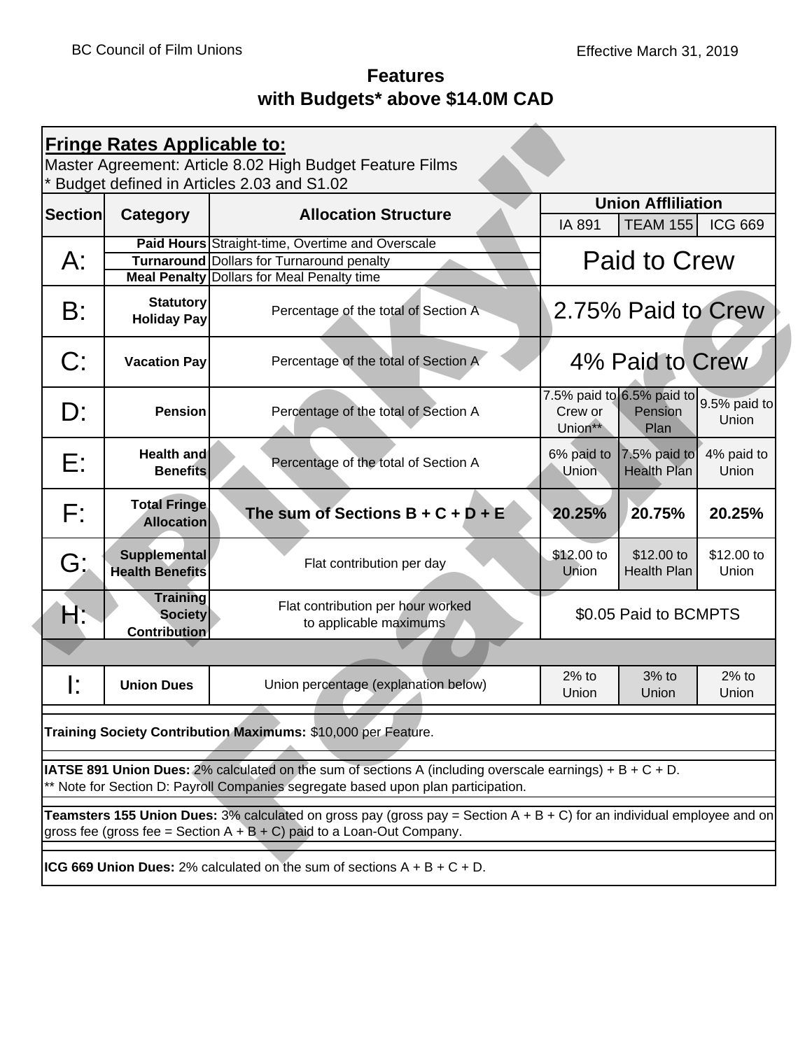BC Council of Film Unions

Effective March 31, 2019

# Features
# with Budgets* above $14.0M CAD

**Fringe Rates Applicable to:**
Master Agreement: Article 8.02 High Budget Feature Films
* Budget defined in Articles 2.03 and S1.02

| Section | Category | Allocation Structure | Union Affiliation | | |
|---|---|---|---|---|---|
| | | | IA 891 | TEAM 155 | ICG 669 |
| A: | Paid Hours | Straight-time, Overtime and Overscale | Paid to Crew | | |
| | Turnaround | Dollars for Turnaround penalty | | | |
| | Meal Penalty | Dollars for Meal Penalty time | | | |
| B: | Statutory Holiday Pay | Percentage of the total of Section A | 2.75% Paid to Crew | | |
| C: | Vacation Pay | Percentage of the total of Section A | 4% Paid to Crew | | |
| D: | Pension | Percentage of the total of Section A | 7.5% paid to Crew or Union** | 6.5% paid to Pension Plan | 9.5% paid to Union |
| E: | Health and Benefits | Percentage of the total of Section A | 6% paid to Union | 7.5% paid to Health Plan | 4% paid to Union |
| F: | Total Fringe Allocation | **The sum of Sections B + C + D + E** | **20.25%** | **20.75%** | **20.25%** |
| G: | Supplemental Health Benefits | Flat contribution per day | $12.00 to Union | $12.00 to Health Plan | $12.00 to Union |
| H: | Training Society Contribution | Flat contribution per hour worked to applicable maximums | $0.05 Paid to BCMPTS | | |
| I: | Union Dues | Union percentage (explanation below) | 2% to Union | 3% to Union | 2% to Union |

**Training Society Contribution Maximums:** $10,000 per Feature.

**IATSE 891 Union Dues:** 2% calculated on the sum of sections A (including overscale earnings) + B + C + D.
** Note for Section D: Payroll Companies segregate based upon plan participation.

**Teamsters 155 Union Dues:** 3% calculated on gross pay (gross pay = Section A + B + C) for an individual employee and on gross fee (gross fee = Section A + B + C) paid to a Loan-Out Company.

**ICG 669 Union Dues:** 2% calculated on the sum of sections A + B + C + D.